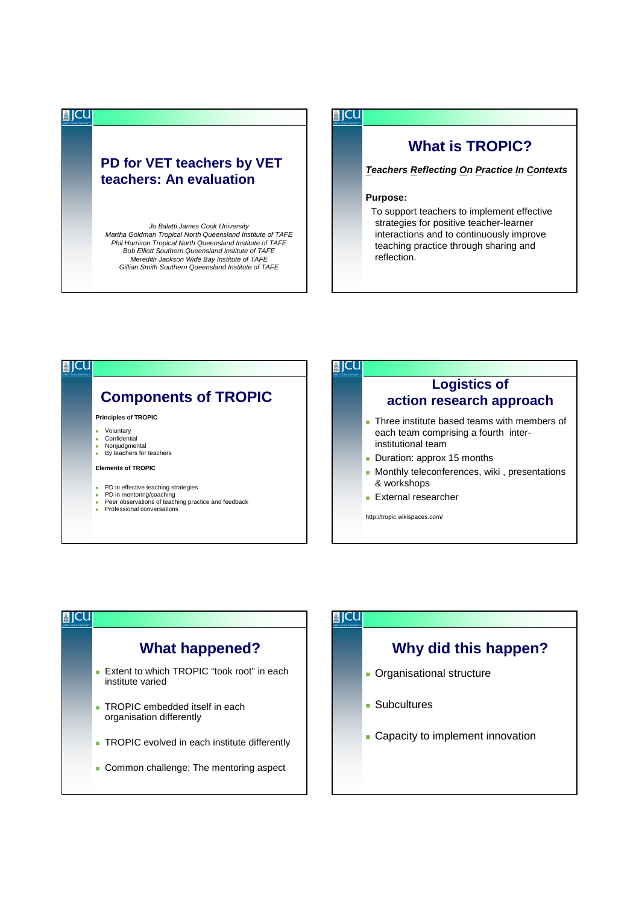# PD for VET teachers by VET teachers: An evaluation

*Jo Balatti James Cook University*
*Martha Goldman Tropical North Queensland Institute of TAFE*
*Phil Harrison Tropical North Queensland Institute of TAFE*
*Bob Elliott Southern Queensland Institute of TAFE*
*Meredith Jackson Wide Bay Institute of TAFE*
*Gillian Smith Southern Queensland Institute of TAFE*

## What is TROPIC?

***T**eachers **R**eflecting **O**n **P**ractice **I**n **C**ontexts*

**Purpose:**

To support teachers to implement effective strategies for positive teacher-learner interactions and to continuously improve teaching practice through sharing and reflection.

## Components of TROPIC

**Principles of TROPIC**

- Voluntary
- Confidential
- Nonjudgmental
- By teachers for teachers

**Elements of TROPIC**

- PD in effective teaching strategies
- PD in mentoring/coaching
- Peer observations of teaching practice and feedback
- Professional conversations

## Logistics of action research approach

- Three institute based teams with members of each team comprising a fourth inter-institutional team
- Duration: approx 15 months
- Monthly teleconferences, wiki , presentations & workshops
- External researcher

http://tropic.wikispaces.com/

## What happened?

- Extent to which TROPIC "took root" in each institute varied
- TROPIC embedded itself in each organisation differently
- TROPIC evolved in each institute differently
- Common challenge: The mentoring aspect

## Why did this happen?

- Organisational structure
- Subcultures
- Capacity to implement innovation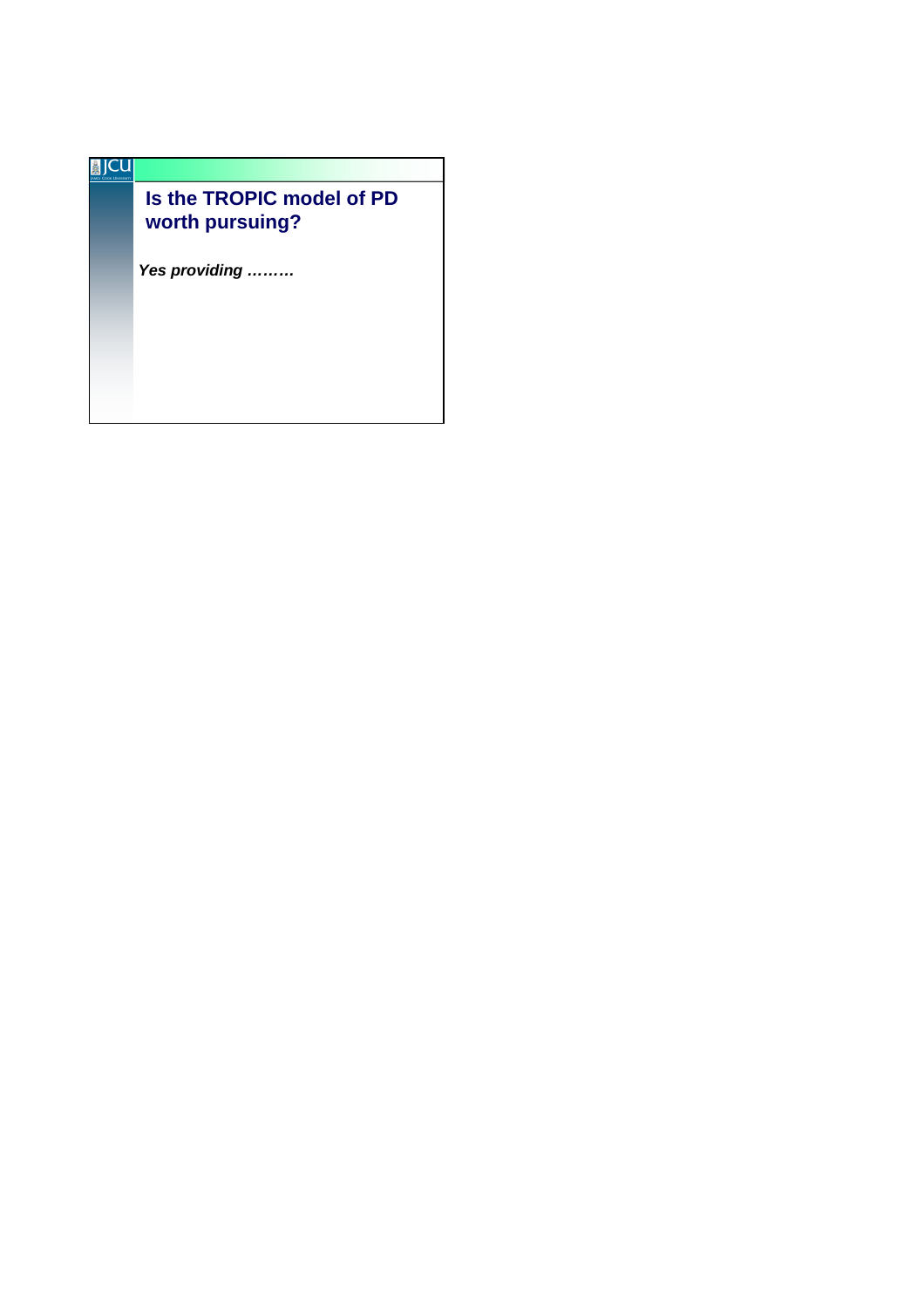## Is the TROPIC model of PD worth pursuing?

***Yes providing ………***